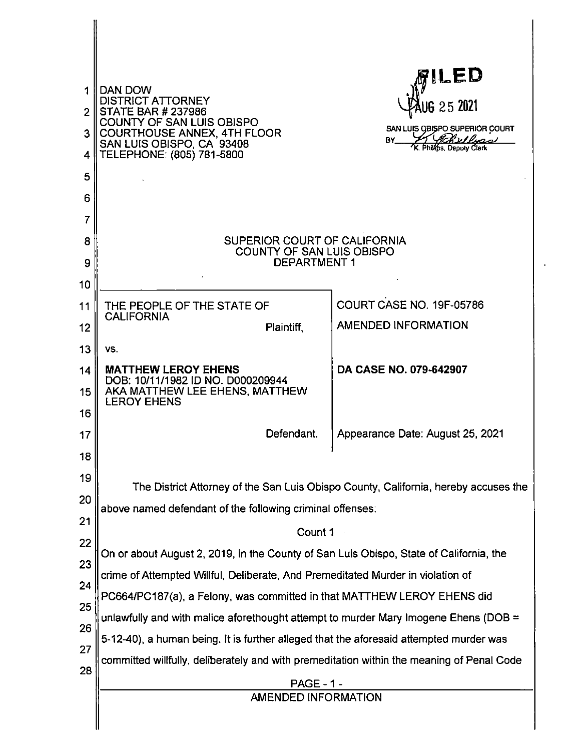DAN DOW
DISTRICT ATTORNEY
STATE BAR # 237986
COUNTY OF SAN LUIS OBISPO
COURTHOUSE ANNEX, 4TH FLOOR
SAN LUIS OBISPO, CA 93408
TELEPHONE: (805) 781-5800

FILED
AUG 25 2021
SAN LUIS OBISPO SUPERIOR COURT
BY K. Phillips, Deputy Clerk

SUPERIOR COURT OF CALIFORNIA
COUNTY OF SAN LUIS OBISPO
DEPARTMENT 1

| | |
|---|---|
| THE PEOPLE OF THE STATE OF CALIFORNIA<br>Plaintiff, | COURT CASE NO. 19F-05786<br>AMENDED INFORMATION |
| vs. | |
| **MATTHEW LEROY EHENS**<br>DOB: 10/11/1982 ID NO. D000209944<br>AKA MATTHEW LEE EHENS, MATTHEW LEROY EHENS | **DA CASE NO. 079-642907** |
| Defendant. | Appearance Date: August 25, 2021 |

The District Attorney of the San Luis Obispo County, California, hereby accuses the above named defendant of the following criminal offenses:

Count 1

On or about August 2, 2019, in the County of San Luis Obispo, State of California, the crime of Attempted Willful, Deliberate, And Premeditated Murder in violation of PC664/PC187(a), a Felony, was committed in that MATTHEW LEROY EHENS did unlawfully and with malice aforethought attempt to murder Mary Imogene Ehens (DOB = 5-12-40), a human being. It is further alleged that the aforesaid attempted murder was committed willfully, deliberately and with premeditation within the meaning of Penal Code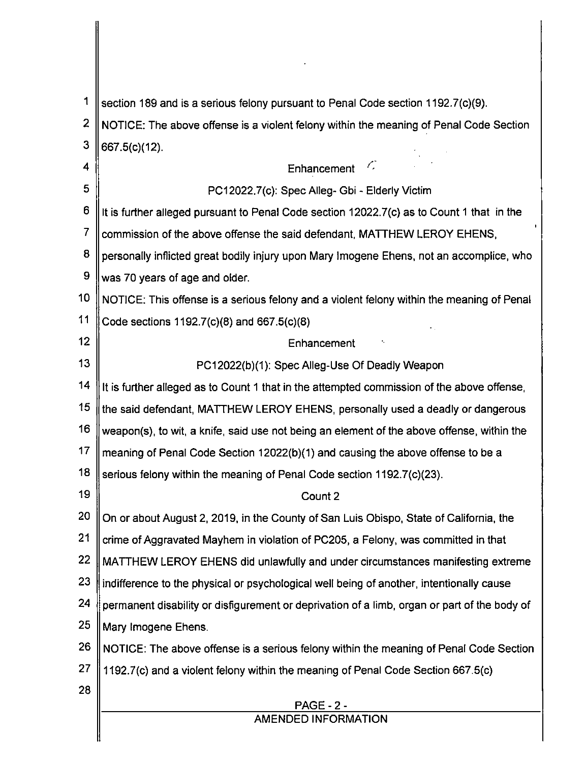section 189 and is a serious felony pursuant to Penal Code section 1192.7(c)(9).

NOTICE: The above offense is a violent felony within the meaning of Penal Code Section 667.5(c)(12).

Enhancement

PC12022.7(c): Spec Alleg- Gbi - Elderly Victim

It is further alleged pursuant to Penal Code section 12022.7(c) as to Count 1 that in the commission of the above offense the said defendant, MATTHEW LEROY EHENS, personally inflicted great bodily injury upon Mary Imogene Ehens, not an accomplice, who was 70 years of age and older.

NOTICE: This offense is a serious felony and a violent felony within the meaning of Penal Code sections 1192.7(c)(8) and 667.5(c)(8)

Enhancement

PC12022(b)(1): Spec Alleg-Use Of Deadly Weapon

It is further alleged as to Count 1 that in the attempted commission of the above offense, the said defendant, MATTHEW LEROY EHENS, personally used a deadly or dangerous weapon(s), to wit, a knife, said use not being an element of the above offense, within the meaning of Penal Code Section 12022(b)(1) and causing the above offense to be a serious felony within the meaning of Penal Code section 1192.7(c)(23).

Count 2

On or about August 2, 2019, in the County of San Luis Obispo, State of California, the crime of Aggravated Mayhem in violation of PC205, a Felony, was committed in that MATTHEW LEROY EHENS did unlawfully and under circumstances manifesting extreme indifference to the physical or psychological well being of another, intentionally cause permanent disability or disfigurement or deprivation of a limb, organ or part of the body of Mary Imogene Ehens.

NOTICE: The above offense is a serious felony within the meaning of Penal Code Section 1192.7(c) and a violent felony within the meaning of Penal Code Section 667.5(c)

AMENDED INFORMATION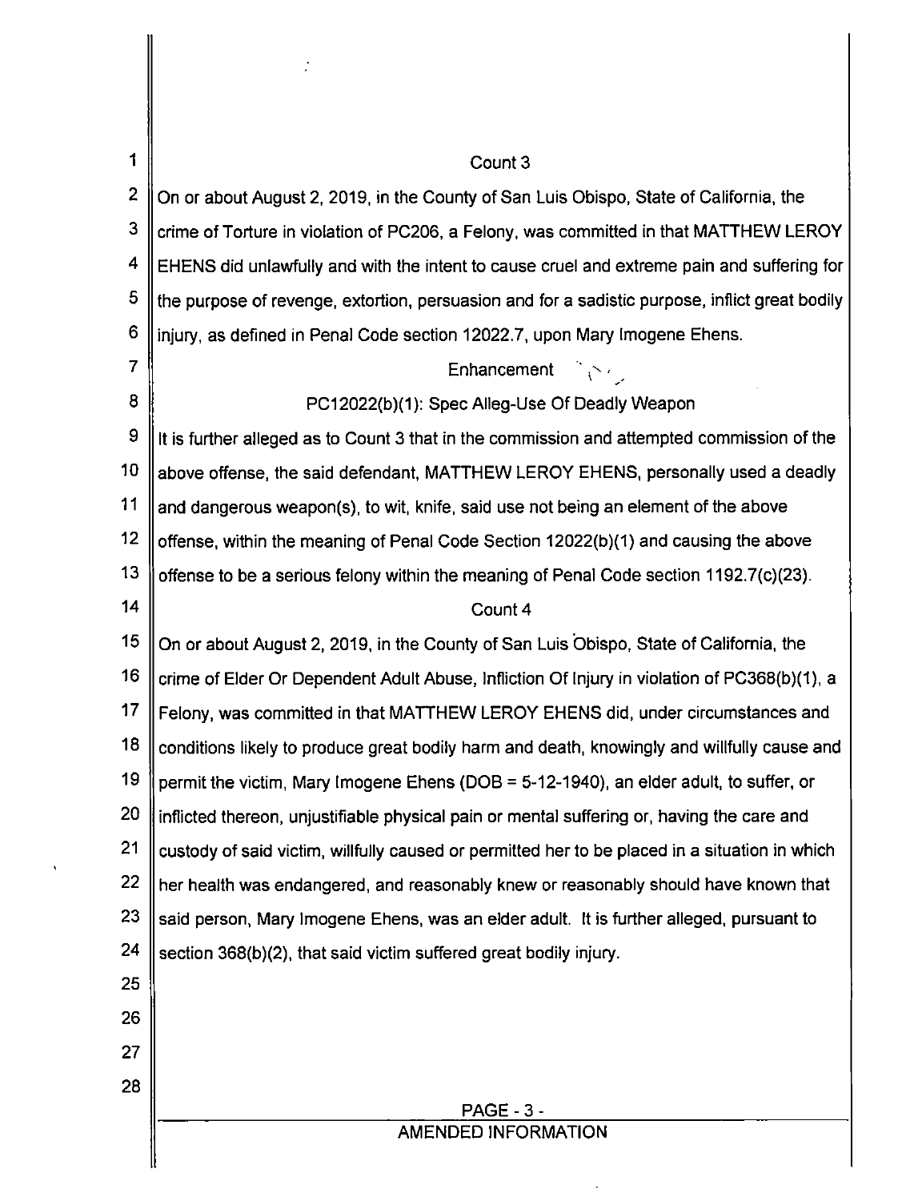### Count 3

On or about August 2, 2019, in the County of San Luis Obispo, State of California, the crime of Torture in violation of PC206, a Felony, was committed in that MATTHEW LEROY EHENS did unlawfully and with the intent to cause cruel and extreme pain and suffering for the purpose of revenge, extortion, persuasion and for a sadistic purpose, inflict great bodily injury, as defined in Penal Code section 12022.7, upon Mary Imogene Ehens.

#### Enhancement

#### PC12022(b)(1): Spec Alleg-Use Of Deadly Weapon

It is further alleged as to Count 3 that in the commission and attempted commission of the above offense, the said defendant, MATTHEW LEROY EHENS, personally used a deadly and dangerous weapon(s), to wit, knife, said use not being an element of the above offense, within the meaning of Penal Code Section 12022(b)(1) and causing the above offense to be a serious felony within the meaning of Penal Code section 1192.7(c)(23).

### Count 4

On or about August 2, 2019, in the County of San Luis Obispo, State of California, the crime of Elder Or Dependent Adult Abuse, Infliction Of Injury in violation of PC368(b)(1), a Felony, was committed in that MATTHEW LEROY EHENS did, under circumstances and conditions likely to produce great bodily harm and death, knowingly and willfully cause and permit the victim, Mary Imogene Ehens (DOB = 5-12-1940), an elder adult, to suffer, or inflicted thereon, unjustifiable physical pain or mental suffering or, having the care and custody of said victim, willfully caused or permitted her to be placed in a situation in which her health was endangered, and reasonably knew or reasonably should have known that said person, Mary Imogene Ehens, was an elder adult. It is further alleged, pursuant to section 368(b)(2), that said victim suffered great bodily injury.

AMENDED INFORMATION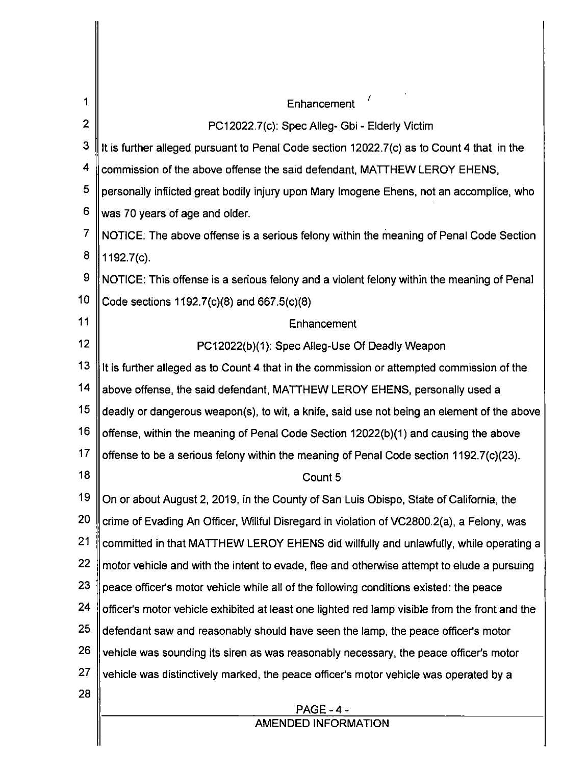Enhancement

PC12022.7(c): Spec Alleg- Gbi - Elderly Victim

It is further alleged pursuant to Penal Code section 12022.7(c) as to Count 4 that in the commission of the above offense the said defendant, MATTHEW LEROY EHENS, personally inflicted great bodily injury upon Mary Imogene Ehens, not an accomplice, who was 70 years of age and older.

NOTICE: The above offense is a serious felony within the meaning of Penal Code Section 1192.7(c).

NOTICE: This offense is a serious felony and a violent felony within the meaning of Penal Code sections 1192.7(c)(8) and 667.5(c)(8)

Enhancement

PC12022(b)(1): Spec Alleg-Use Of Deadly Weapon

It is further alleged as to Count 4 that in the commission or attempted commission of the above offense, the said defendant, MATTHEW LEROY EHENS, personally used a deadly or dangerous weapon(s), to wit, a knife, said use not being an element of the above offense, within the meaning of Penal Code Section 12022(b)(1) and causing the above offense to be a serious felony within the meaning of Penal Code section 1192.7(c)(23).

Count 5

On or about August 2, 2019, in the County of San Luis Obispo, State of California, the crime of Evading An Officer, Willful Disregard in violation of VC2800.2(a), a Felony, was committed in that MATTHEW LEROY EHENS did willfully and unlawfully, while operating a motor vehicle and with the intent to evade, flee and otherwise attempt to elude a pursuing peace officer's motor vehicle while all of the following conditions existed: the peace officer's motor vehicle exhibited at least one lighted red lamp visible from the front and the defendant saw and reasonably should have seen the lamp, the peace officer's motor vehicle was sounding its siren as was reasonably necessary, the peace officer's motor vehicle was distinctively marked, the peace officer's motor vehicle was operated by a

AMENDED INFORMATION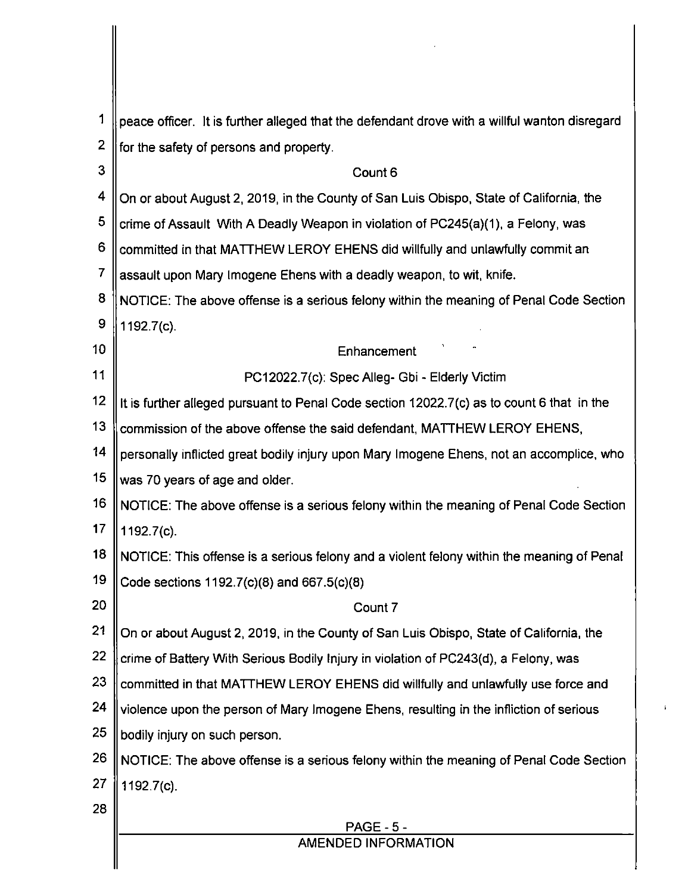peace officer. It is further alleged that the defendant drove with a willful wanton disregard for the safety of persons and property.

Count 6

On or about August 2, 2019, in the County of San Luis Obispo, State of California, the crime of Assault With A Deadly Weapon in violation of PC245(a)(1), a Felony, was committed in that MATTHEW LEROY EHENS did willfully and unlawfully commit an assault upon Mary Imogene Ehens with a deadly weapon, to wit, knife.

NOTICE: The above offense is a serious felony within the meaning of Penal Code Section 1192.7(c).

Enhancement

PC12022.7(c): Spec Alleg- Gbi - Elderly Victim

It is further alleged pursuant to Penal Code section 12022.7(c) as to count 6 that in the commission of the above offense the said defendant, MATTHEW LEROY EHENS, personally inflicted great bodily injury upon Mary Imogene Ehens, not an accomplice, who was 70 years of age and older.

NOTICE: The above offense is a serious felony within the meaning of Penal Code Section 1192.7(c).

NOTICE: This offense is a serious felony and a violent felony within the meaning of Penal Code sections 1192.7(c)(8) and 667.5(c)(8)

Count 7

On or about August 2, 2019, in the County of San Luis Obispo, State of California, the crime of Battery With Serious Bodily Injury in violation of PC243(d), a Felony, was committed in that MATTHEW LEROY EHENS did willfully and unlawfully use force and violence upon the person of Mary Imogene Ehens, resulting in the infliction of serious bodily injury on such person.

NOTICE: The above offense is a serious felony within the meaning of Penal Code Section 1192.7(c).

AMENDED INFORMATION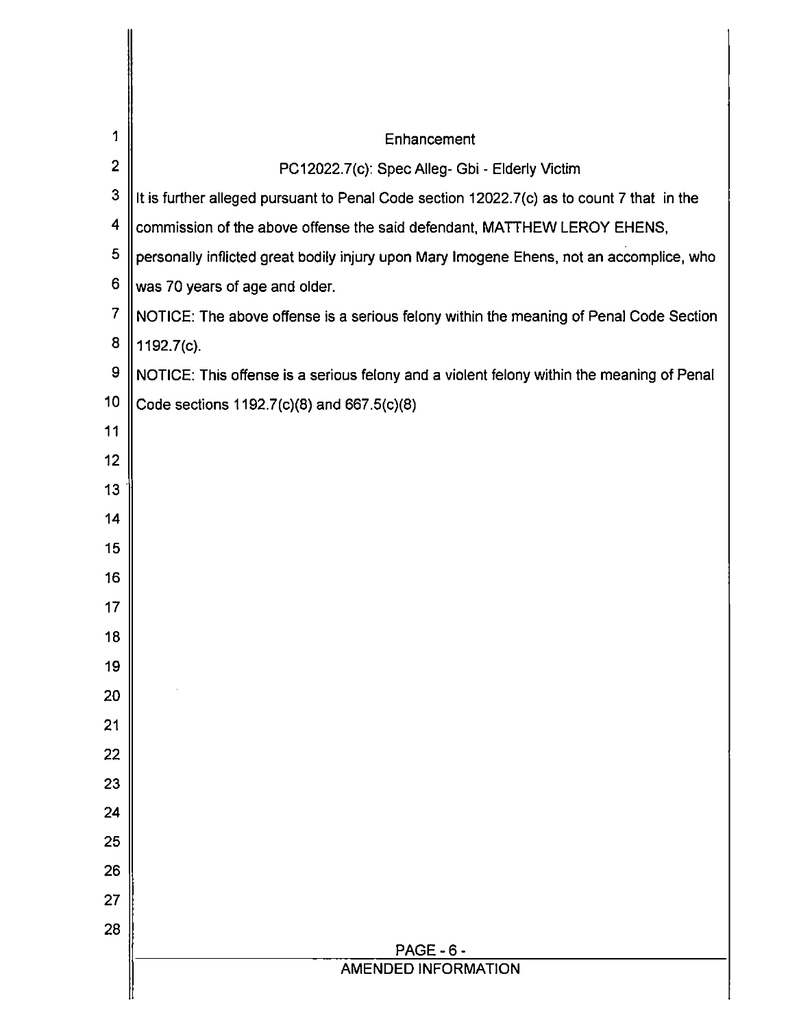## Enhancement

### PC12022.7(c): Spec Alleg- Gbi - Elderly Victim

It is further alleged pursuant to Penal Code section 12022.7(c) as to count 7 that in the commission of the above offense the said defendant, MATTHEW LEROY EHENS, personally inflicted great bodily injury upon Mary Imogene Ehens, not an accomplice, who was 70 years of age and older.

NOTICE: The above offense is a serious felony within the meaning of Penal Code Section 1192.7(c).

NOTICE: This offense is a serious felony and a violent felony within the meaning of Penal Code sections 1192.7(c)(8) and 667.5(c)(8)

AMENDED INFORMATION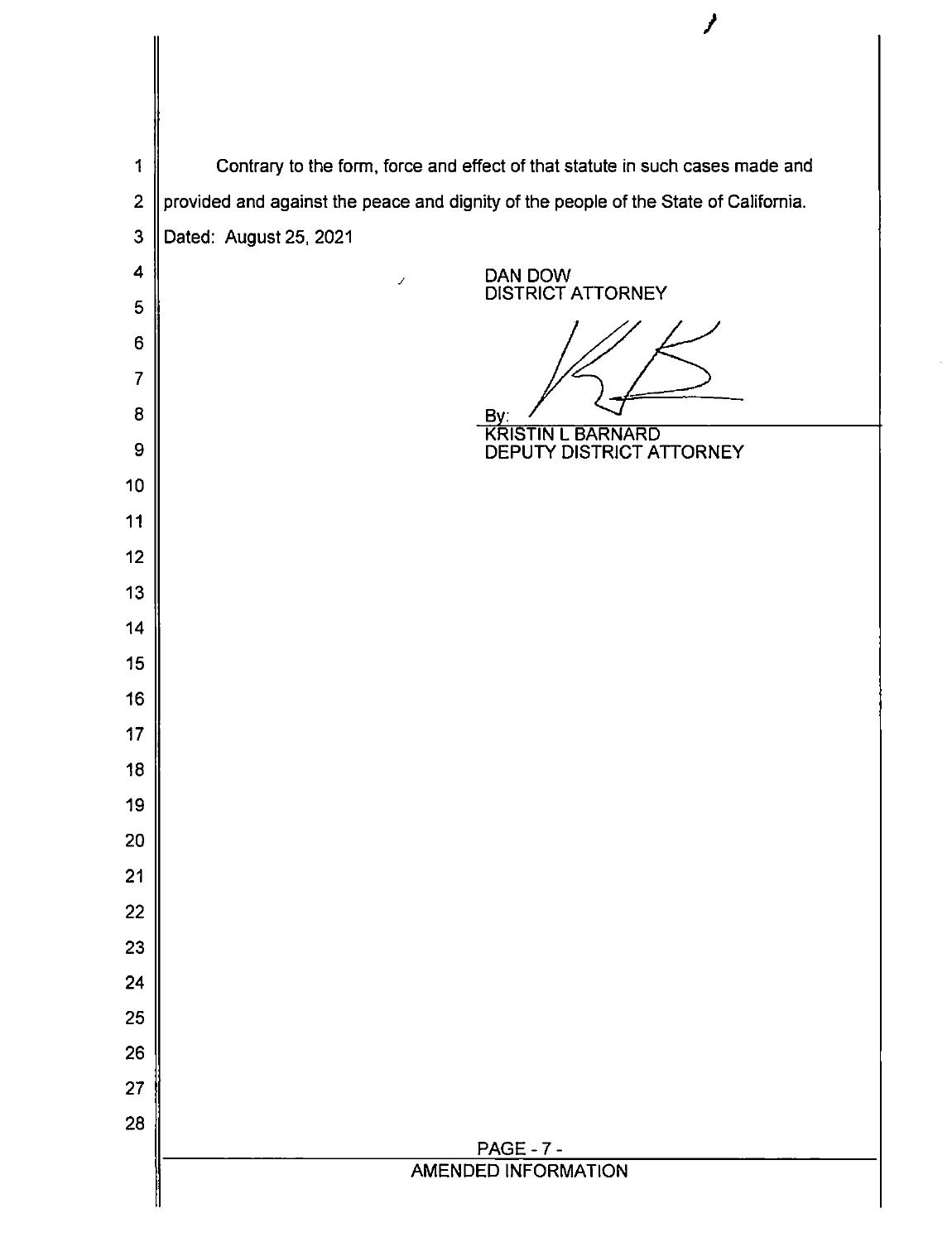Contrary to the form, force and effect of that statute in such cases made and provided and against the peace and dignity of the people of the State of California.

Dated: August 25, 2021

DAN DOW
DISTRICT ATTORNEY

By: 
KRISTIN L BARNARD
DEPUTY DISTRICT ATTORNEY

AMENDED INFORMATION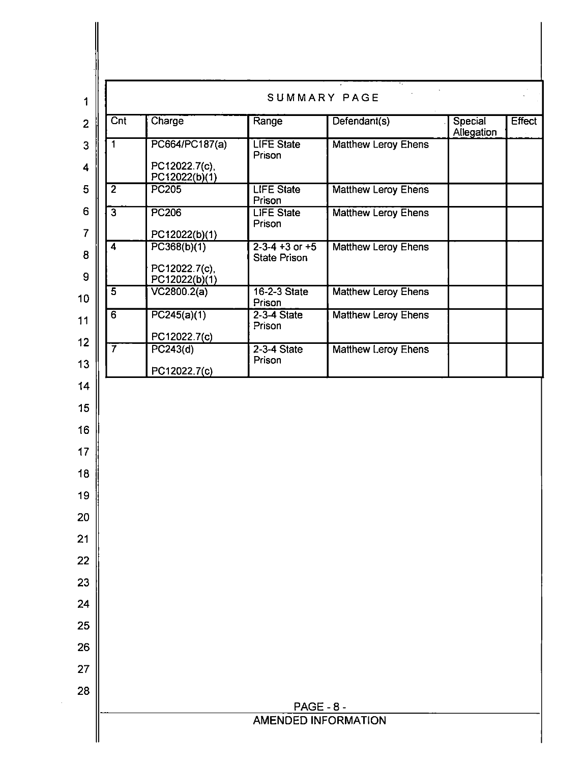SUMMARY PAGE

| Cnt | Charge | Range | Defendant(s) | Special Allegation | Effect |
|---|---|---|---|---|---|
| 1 | PC664/PC187(a)<br>PC12022.7(c), PC12022(b)(1) | LIFE State Prison | Matthew Leroy Ehens | | |
| 2 | PC205 | LIFE State Prison | Matthew Leroy Ehens | | |
| 3 | PC206<br>PC12022(b)(1) | LIFE State Prison | Matthew Leroy Ehens | | |
| 4 | PC368(b)(1)<br>PC12022.7(c), PC12022(b)(1) | 2-3-4 +3 or +5 State Prison | Matthew Leroy Ehens | | |
| 5 | VC2800.2(a) | 16-2-3 State Prison | Matthew Leroy Ehens | | |
| 6 | PC245(a)(1)<br>PC12022.7(c) | 2-3-4 State Prison | Matthew Leroy Ehens | | |
| 7 | PC243(d)<br>PC12022.7(c) | 2-3-4 State Prison | Matthew Leroy Ehens | | |

AMENDED INFORMATION